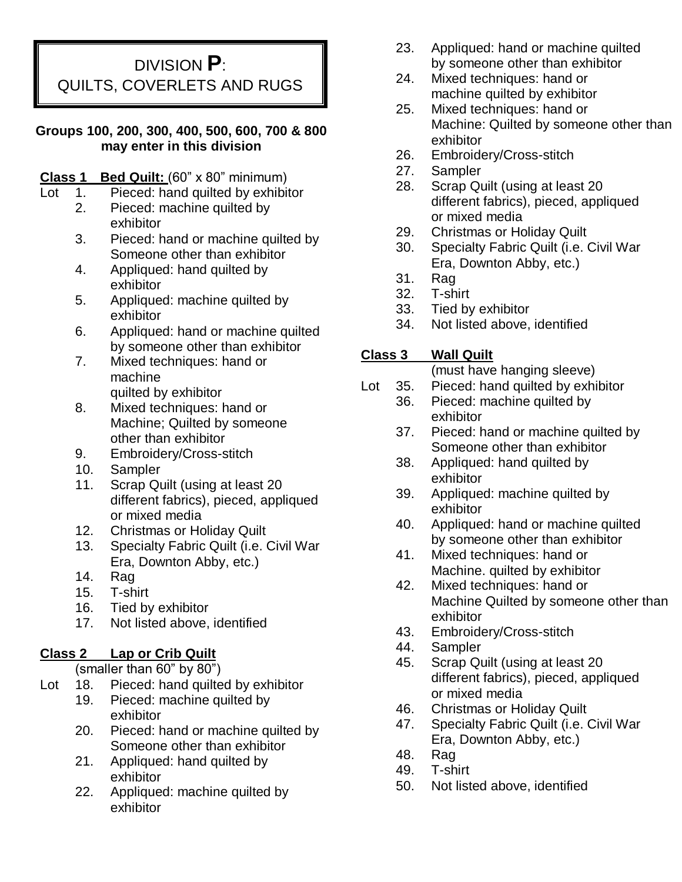# DIVISION **P**: QUILTS, COVERLETS AND RUGS

**Groups 100, 200, 300, 400, 500, 600, 700 & 800 may enter in this division**

**Class 1 Bed Quilt:** (60" x 80" minimum)

Lot
1. Pieced: hand quilted by exhibitor
2. Pieced: machine quilted by exhibitor
3. Pieced: hand or machine quilted by Someone other than exhibitor
4. Appliqued: hand quilted by exhibitor
5. Appliqued: machine quilted by exhibitor
6. Appliqued: hand or machine quilted by someone other than exhibitor
7. Mixed techniques: hand or machine quilted by exhibitor
8. Mixed techniques: hand or Machine; Quilted by someone other than exhibitor
9. Embroidery/Cross-stitch
10. Sampler
11. Scrap Quilt (using at least 20 different fabrics), pieced, appliqued or mixed media
12. Christmas or Holiday Quilt
13. Specialty Fabric Quilt (i.e. Civil War Era, Downton Abby, etc.)
14. Rag
15. T-shirt
16. Tied by exhibitor
17. Not listed above, identified

**Class 2 Lap or Crib Quilt**

(smaller than 60" by 80")

Lot
18. Pieced: hand quilted by exhibitor
19. Pieced: machine quilted by exhibitor
20. Pieced: hand or machine quilted by Someone other than exhibitor
21. Appliqued: hand quilted by exhibitor
22. Appliqued: machine quilted by exhibitor
23. Appliqued: hand or machine quilted by someone other than exhibitor
24. Mixed techniques: hand or machine quilted by exhibitor
25. Mixed techniques: hand or Machine: Quilted by someone other than exhibitor
26. Embroidery/Cross-stitch
27. Sampler
28. Scrap Quilt (using at least 20 different fabrics), pieced, appliqued or mixed media
29. Christmas or Holiday Quilt
30. Specialty Fabric Quilt (i.e. Civil War Era, Downton Abby, etc.)
31. Rag
32. T-shirt
33. Tied by exhibitor
34. Not listed above, identified

**Class 3 Wall Quilt**

(must have hanging sleeve)

Lot
35. Pieced: hand quilted by exhibitor
36. Pieced: machine quilted by exhibitor
37. Pieced: hand or machine quilted by Someone other than exhibitor
38. Appliqued: hand quilted by exhibitor
39. Appliqued: machine quilted by exhibitor
40. Appliqued: hand or machine quilted by someone other than exhibitor
41. Mixed techniques: hand or Machine. quilted by exhibitor
42. Mixed techniques: hand or Machine Quilted by someone other than exhibitor
43. Embroidery/Cross-stitch
44. Sampler
45. Scrap Quilt (using at least 20 different fabrics), pieced, appliqued or mixed media
46. Christmas or Holiday Quilt
47. Specialty Fabric Quilt (i.e. Civil War Era, Downton Abby, etc.)
48. Rag
49. T-shirt
50. Not listed above, identified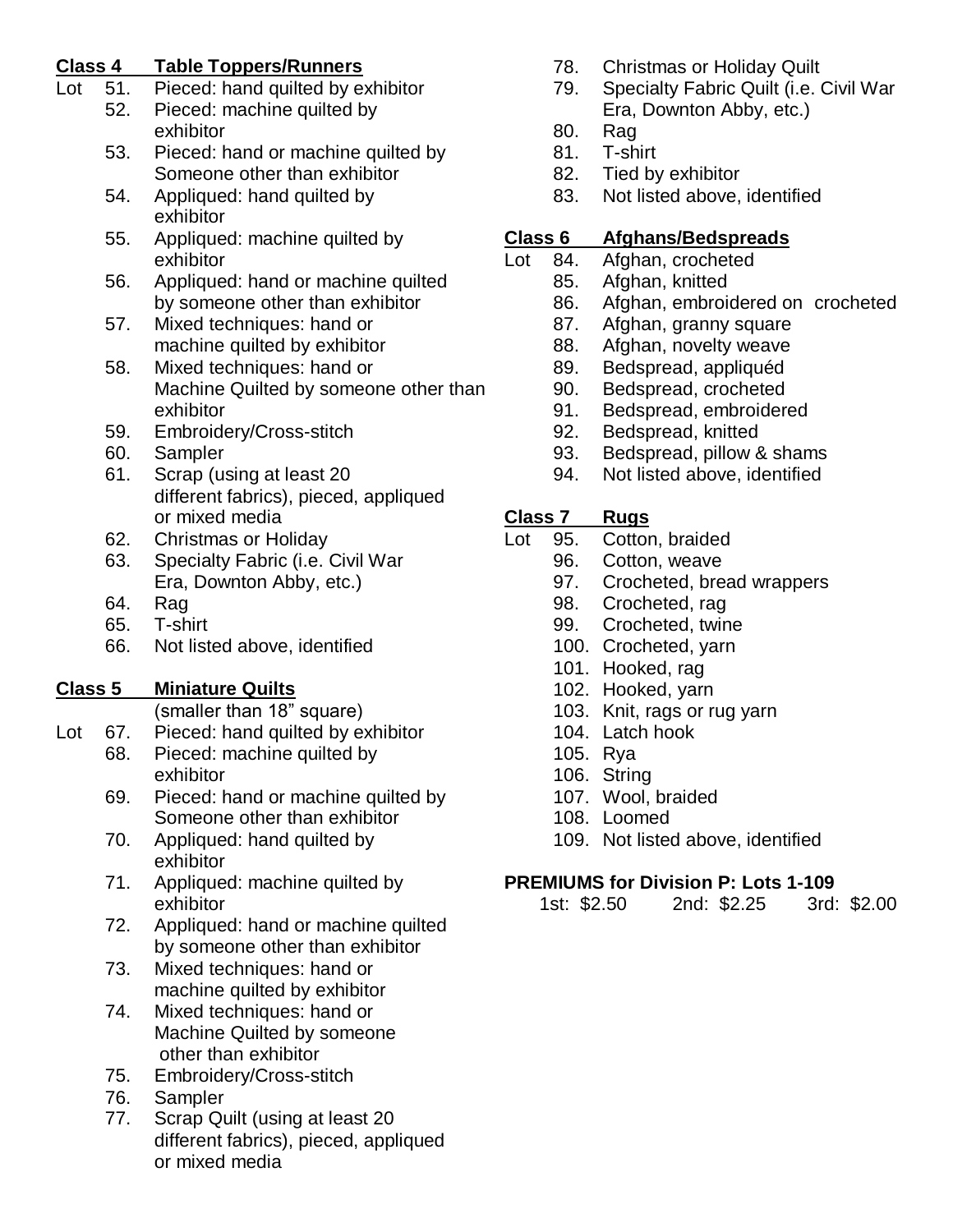**Class 4 Table Toppers/Runners**

Lot
51. Pieced: hand quilted by exhibitor
52. Pieced: machine quilted by exhibitor
53. Pieced: hand or machine quilted by Someone other than exhibitor
54. Appliqued: hand quilted by exhibitor
55. Appliqued: machine quilted by exhibitor
56. Appliqued: hand or machine quilted by someone other than exhibitor
57. Mixed techniques: hand or machine quilted by exhibitor
58. Mixed techniques: hand or Machine Quilted by someone other than exhibitor
59. Embroidery/Cross-stitch
60. Sampler
61. Scrap (using at least 20 different fabrics), pieced, appliqued or mixed media
62. Christmas or Holiday
63. Specialty Fabric (i.e. Civil War Era, Downton Abby, etc.)
64. Rag
65. T-shirt
66. Not listed above, identified

**Class 5 Miniature Quilts**

(smaller than 18" square)

Lot
67. Pieced: hand quilted by exhibitor
68. Pieced: machine quilted by exhibitor
69. Pieced: hand or machine quilted by Someone other than exhibitor
70. Appliqued: hand quilted by exhibitor
71. Appliqued: machine quilted by exhibitor
72. Appliqued: hand or machine quilted by someone other than exhibitor
73. Mixed techniques: hand or machine quilted by exhibitor
74. Mixed techniques: hand or Machine Quilted by someone other than exhibitor
75. Embroidery/Cross-stitch
76. Sampler
77. Scrap Quilt (using at least 20 different fabrics), pieced, appliqued or mixed media
78. Christmas or Holiday Quilt
79. Specialty Fabric Quilt (i.e. Civil War Era, Downton Abby, etc.)
80. Rag
81. T-shirt
82. Tied by exhibitor
83. Not listed above, identified

**Class 6 Afghans/Bedspreads**

Lot
84. Afghan, crocheted
85. Afghan, knitted
86. Afghan, embroidered on crocheted
87. Afghan, granny square
88. Afghan, novelty weave
89. Bedspread, appliquéd
90. Bedspread, crocheted
91. Bedspread, embroidered
92. Bedspread, knitted
93. Bedspread, pillow & shams
94. Not listed above, identified

**Class 7 Rugs**

Lot
95. Cotton, braided
96. Cotton, weave
97. Crocheted, bread wrappers
98. Crocheted, rag
99. Crocheted, twine
100. Crocheted, yarn
101. Hooked, rag
102. Hooked, yarn
103. Knit, rags or rug yarn
104. Latch hook
105. Rya
106. String
107. Wool, braided
108. Loomed
109. Not listed above, identified

**PREMIUMS for Division P: Lots 1-109**

1st: $2.50 2nd: $2.25 3rd: $2.00